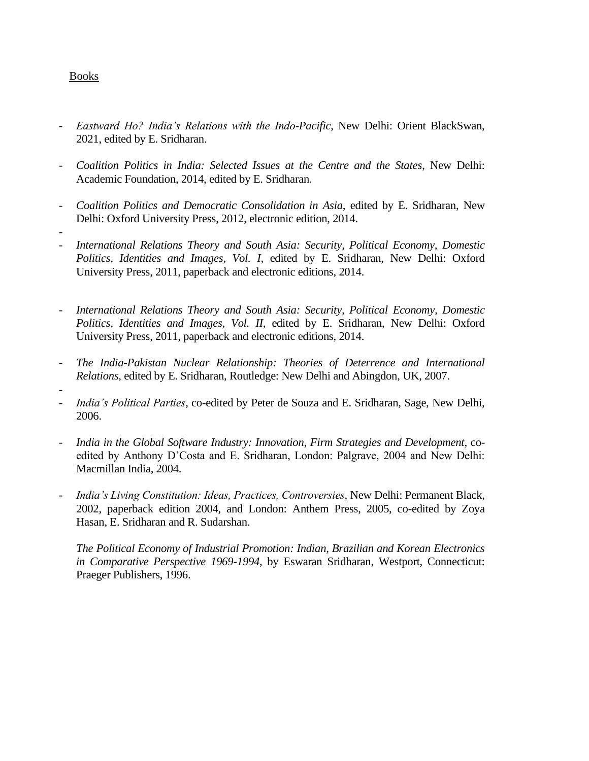Books

- *Eastward Ho? India's Relations with the Indo-Pacific*, New Delhi: Orient BlackSwan, 2021, edited by E. Sridharan.

- *Coalition Politics in India: Selected Issues at the Centre and the States*, New Delhi: Academic Foundation, 2014, edited by E. Sridharan.

- *Coalition Politics and Democratic Consolidation in Asia,* edited by E. Sridharan, New Delhi: Oxford University Press, 2012, electronic edition, 2014.

- *International Relations Theory and South Asia: Security, Political Economy, Domestic Politics, Identities and Images, Vol. I,* edited by E. Sridharan, New Delhi: Oxford University Press, 2011, paperback and electronic editions, 2014.

- *International Relations Theory and South Asia: Security, Political Economy, Domestic Politics, Identities and Images, Vol. II,* edited by E. Sridharan, New Delhi: Oxford University Press, 2011, paperback and electronic editions, 2014.

- *The India-Pakistan Nuclear Relationship: Theories of Deterrence and International Relations*, edited by E. Sridharan, Routledge: New Delhi and Abingdon, UK, 2007.

- *India's Political Parties*, co-edited by Peter de Souza and E. Sridharan, Sage, New Delhi, 2006.

- *India in the Global Software Industry: Innovation, Firm Strategies and Development*, co-edited by Anthony D'Costa and E. Sridharan, London: Palgrave, 2004 and New Delhi: Macmillan India, 2004.

- *India's Living Constitution: Ideas, Practices, Controversies*, New Delhi: Permanent Black, 2002, paperback edition 2004, and London: Anthem Press, 2005, co-edited by Zoya Hasan, E. Sridharan and R. Sudarshan.

*The Political Economy of Industrial Promotion: Indian, Brazilian and Korean Electronics in Comparative Perspective 1969-1994*, by Eswaran Sridharan, Westport, Connecticut: Praeger Publishers, 1996.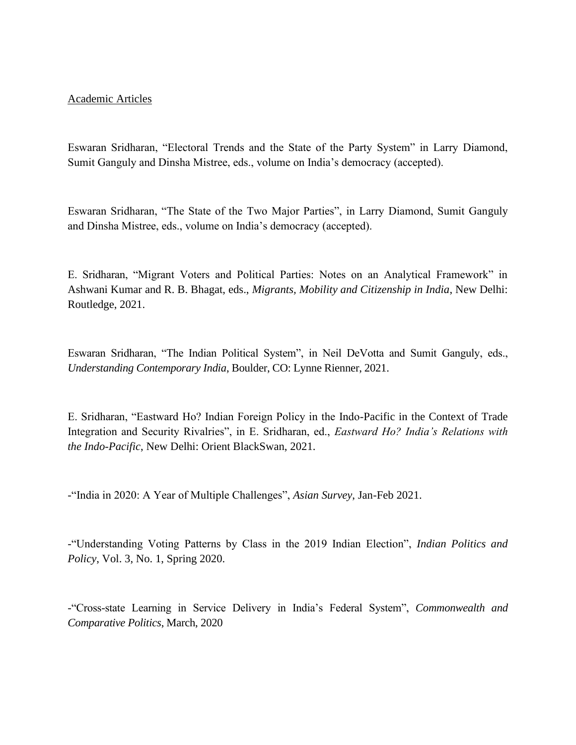Academic Articles

Eswaran Sridharan, "Electoral Trends and the State of the Party System" in Larry Diamond, Sumit Ganguly and Dinsha Mistree, eds., volume on India's democracy (accepted).

Eswaran Sridharan, "The State of the Two Major Parties", in Larry Diamond, Sumit Ganguly and Dinsha Mistree, eds., volume on India's democracy (accepted).

E. Sridharan, "Migrant Voters and Political Parties: Notes on an Analytical Framework" in Ashwani Kumar and R. B. Bhagat, eds., *Migrants, Mobility and Citizenship in India*, New Delhi: Routledge, 2021.

Eswaran Sridharan, "The Indian Political System", in Neil DeVotta and Sumit Ganguly, eds., *Understanding Contemporary India*, Boulder, CO: Lynne Rienner, 2021.

E. Sridharan, "Eastward Ho? Indian Foreign Policy in the Indo-Pacific in the Context of Trade Integration and Security Rivalries", in E. Sridharan, ed., *Eastward Ho? India's Relations with the Indo-Pacific*, New Delhi: Orient BlackSwan, 2021.

-"India in 2020: A Year of Multiple Challenges", *Asian Survey*, Jan-Feb 2021.

-"Understanding Voting Patterns by Class in the 2019 Indian Election", *Indian Politics and Policy*, Vol. 3, No. 1, Spring 2020.

-"Cross-state Learning in Service Delivery in India's Federal System", *Commonwealth and Comparative Politics*, March, 2020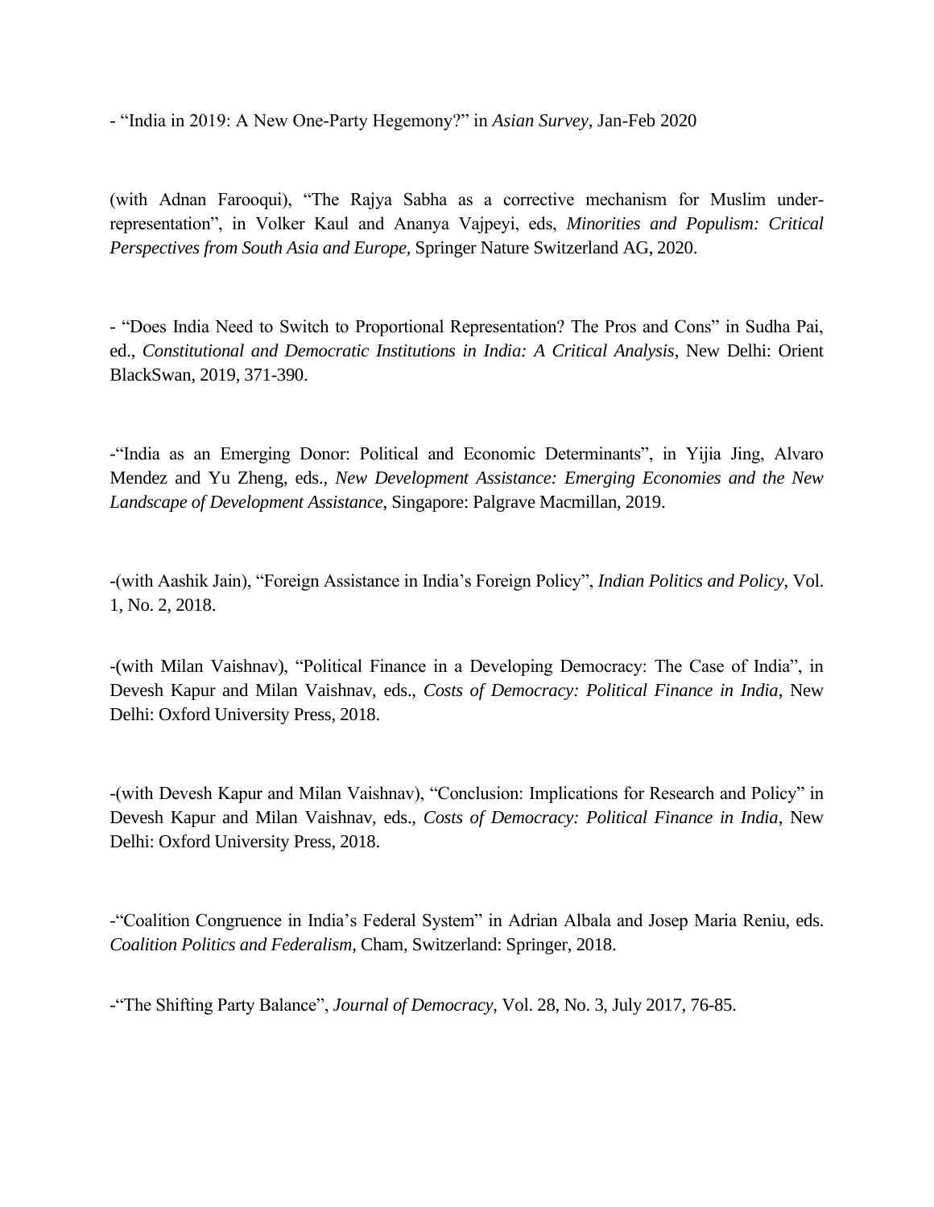- "India in 2019: A New One-Party Hegemony?" in *Asian Survey*, Jan-Feb 2020

(with Adnan Farooqui), "The Rajya Sabha as a corrective mechanism for Muslim under-representation", in Volker Kaul and Ananya Vajpeyi, eds, *Minorities and Populism: Critical Perspectives from South Asia and Europe,* Springer Nature Switzerland AG, 2020.

- "Does India Need to Switch to Proportional Representation? The Pros and Cons" in Sudha Pai, ed., *Constitutional and Democratic Institutions in India: A Critical Analysis*, New Delhi: Orient BlackSwan, 2019, 371-390.

-"India as an Emerging Donor: Political and Economic Determinants", in Yijia Jing, Alvaro Mendez and Yu Zheng, eds., *New Development Assistance: Emerging Economies and the New Landscape of Development Assistance*, Singapore: Palgrave Macmillan, 2019.

-(with Aashik Jain), "Foreign Assistance in India's Foreign Policy", *Indian Politics and Policy*, Vol. 1, No. 2, 2018.

-(with Milan Vaishnav), "Political Finance in a Developing Democracy: The Case of India", in Devesh Kapur and Milan Vaishnav, eds., *Costs of Democracy: Political Finance in India*, New Delhi: Oxford University Press, 2018.

-(with Devesh Kapur and Milan Vaishnav), "Conclusion: Implications for Research and Policy" in Devesh Kapur and Milan Vaishnav, eds., *Costs of Democracy: Political Finance in India*, New Delhi: Oxford University Press, 2018.

-"Coalition Congruence in India's Federal System" in Adrian Albala and Josep Maria Reniu, eds. *Coalition Politics and Federalism*, Cham, Switzerland: Springer, 2018.

-"The Shifting Party Balance", *Journal of Democracy*, Vol. 28, No. 3, July 2017, 76-85.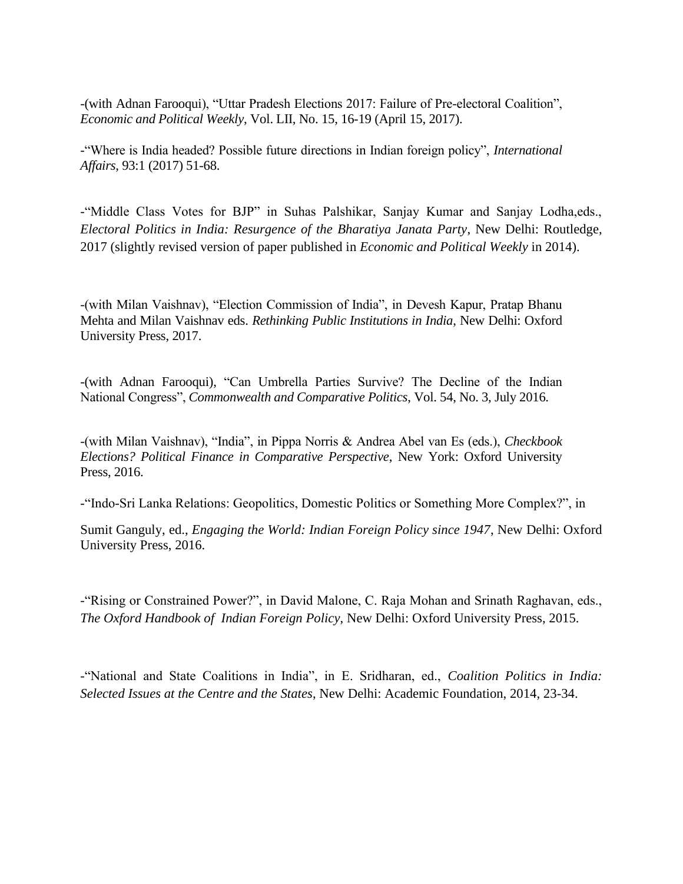-(with Adnan Farooqui), “Uttar Pradesh Elections 2017: Failure of Pre-electoral Coalition”, *Economic and Political Weekly*, Vol. LII, No. 15, 16-19 (April 15, 2017).

-“Where is India headed? Possible future directions in Indian foreign policy”, *International Affairs*, 93:1 (2017) 51-68.

-“Middle Class Votes for BJP” in Suhas Palshikar, Sanjay Kumar and Sanjay Lodha,eds., *Electoral Politics in India: Resurgence of the Bharatiya Janata Party*, New Delhi: Routledge, 2017 (slightly revised version of paper published in *Economic and Political Weekly* in 2014).

-(with Milan Vaishnav), “Election Commission of India”, in Devesh Kapur, Pratap Bhanu Mehta and Milan Vaishnav eds. *Rethinking Public Institutions in India*, New Delhi: Oxford University Press, 2017.

-(with Adnan Farooqui), “Can Umbrella Parties Survive? The Decline of the Indian National Congress”, *Commonwealth and Comparative Politics*, Vol. 54, No. 3, July 2016.

-(with Milan Vaishnav), “India”, in Pippa Norris & Andrea Abel van Es (eds.), *Checkbook Elections? Political Finance in Comparative Perspective*, New York: Oxford University Press, 2016.

-“Indo-Sri Lanka Relations: Geopolitics, Domestic Politics or Something More Complex?”, in Sumit Ganguly, ed., *Engaging the World: Indian Foreign Policy since 1947*, New Delhi: Oxford University Press, 2016.

-“Rising or Constrained Power?”, in David Malone, C. Raja Mohan and Srinath Raghavan, eds., *The Oxford Handbook of Indian Foreign Policy*, New Delhi: Oxford University Press, 2015.

-“National and State Coalitions in India”, in E. Sridharan, ed., *Coalition Politics in India: Selected Issues at the Centre and the States*, New Delhi: Academic Foundation, 2014, 23-34.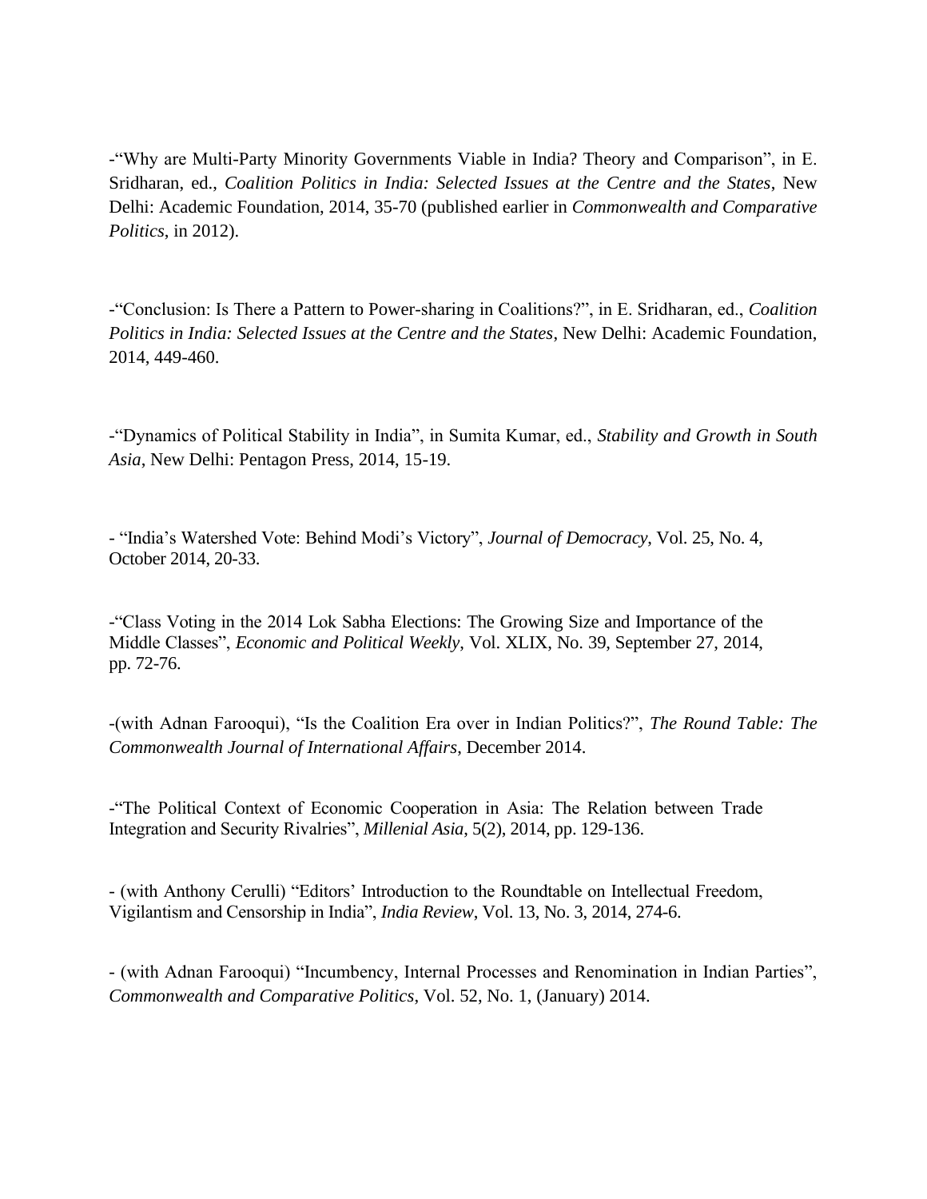-“Why are Multi-Party Minority Governments Viable in India? Theory and Comparison”, in E. Sridharan, ed., *Coalition Politics in India: Selected Issues at the Centre and the States*, New Delhi: Academic Foundation, 2014, 35-70 (published earlier in *Commonwealth and Comparative Politics*, in 2012).

-“Conclusion: Is There a Pattern to Power-sharing in Coalitions?”, in E. Sridharan, ed., *Coalition Politics in India: Selected Issues at the Centre and the States*, New Delhi: Academic Foundation, 2014, 449-460.

-“Dynamics of Political Stability in India”, in Sumita Kumar, ed., *Stability and Growth in South Asia*, New Delhi: Pentagon Press, 2014, 15-19.

- “India’s Watershed Vote: Behind Modi’s Victory”, *Journal of Democracy*, Vol. 25, No. 4, October 2014, 20-33.

-“Class Voting in the 2014 Lok Sabha Elections: The Growing Size and Importance of the Middle Classes”, *Economic and Political Weekly*, Vol. XLIX, No. 39, September 27, 2014, pp. 72-76.

-(with Adnan Farooqui), “Is the Coalition Era over in Indian Politics?”, *The Round Table: The Commonwealth Journal of International Affairs*, December 2014.

-“The Political Context of Economic Cooperation in Asia: The Relation between Trade Integration and Security Rivalries”, *Millenial Asia*, 5(2), 2014, pp. 129-136.

- (with Anthony Cerulli) “Editors’ Introduction to the Roundtable on Intellectual Freedom, Vigilantism and Censorship in India”, *India Review*, Vol. 13, No. 3, 2014, 274-6.

- (with Adnan Farooqui) “Incumbency, Internal Processes and Renomination in Indian Parties”, *Commonwealth and Comparative Politics*, Vol. 52, No. 1, (January) 2014.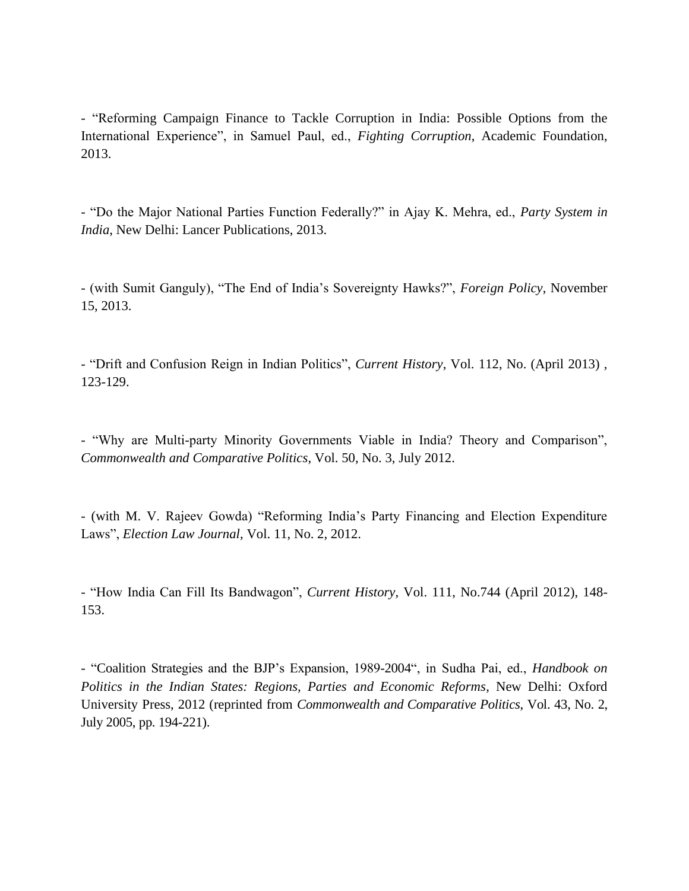- "Reforming Campaign Finance to Tackle Corruption in India: Possible Options from the International Experience", in Samuel Paul, ed., *Fighting Corruption*, Academic Foundation, 2013.

- "Do the Major National Parties Function Federally?" in Ajay K. Mehra, ed., *Party System in India*, New Delhi: Lancer Publications, 2013.

- (with Sumit Ganguly), "The End of India's Sovereignty Hawks?", *Foreign Policy*, November 15, 2013.

- "Drift and Confusion Reign in Indian Politics", *Current History*, Vol. 112, No. (April 2013) , 123-129.

- "Why are Multi-party Minority Governments Viable in India? Theory and Comparison", *Commonwealth and Comparative Politics*, Vol. 50, No. 3, July 2012.

- (with M. V. Rajeev Gowda) "Reforming India's Party Financing and Election Expenditure Laws", *Election Law Journal*, Vol. 11, No. 2, 2012.

- "How India Can Fill Its Bandwagon", *Current History*, Vol. 111, No.744 (April 2012), 148-153.

- "Coalition Strategies and the BJP's Expansion, 1989-2004", in Sudha Pai, ed., *Handbook on Politics in the Indian States: Regions, Parties and Economic Reforms*, New Delhi: Oxford University Press, 2012 (reprinted from *Commonwealth and Comparative Politics*, Vol. 43, No. 2, July 2005, pp. 194-221).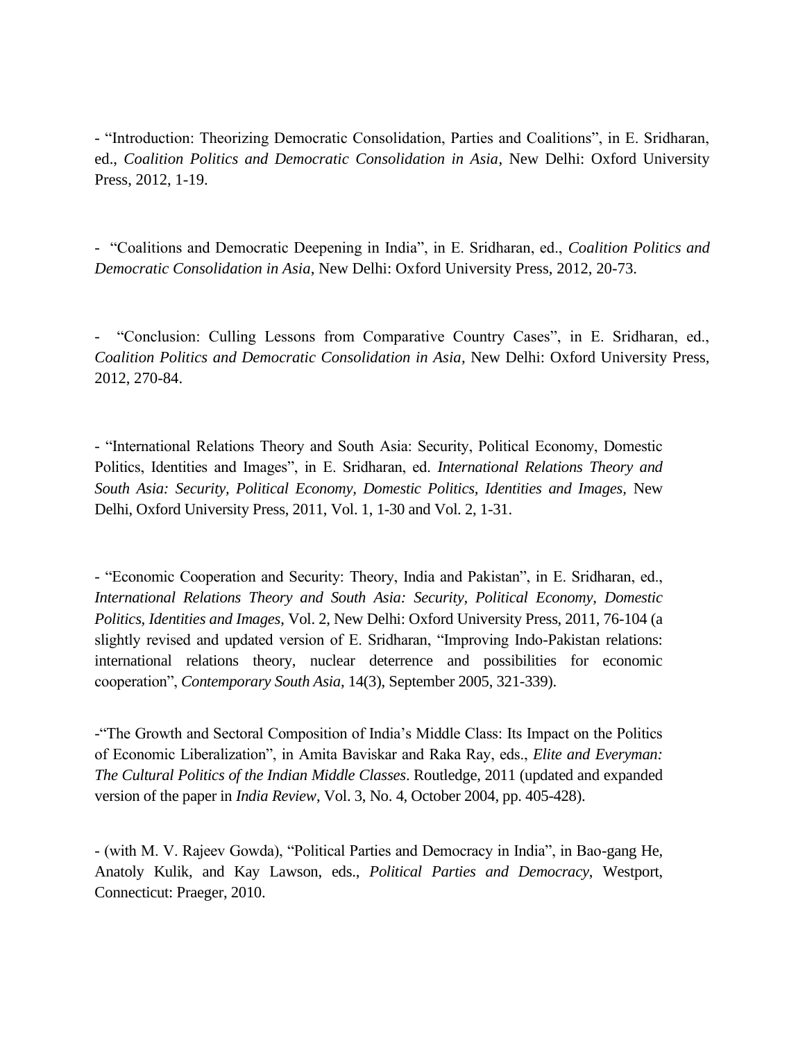- “Introduction: Theorizing Democratic Consolidation, Parties and Coalitions”, in E. Sridharan, ed., *Coalition Politics and Democratic Consolidation in Asia*, New Delhi: Oxford University Press, 2012, 1-19.

- “Coalitions and Democratic Deepening in India”, in E. Sridharan, ed., *Coalition Politics and Democratic Consolidation in Asia*, New Delhi: Oxford University Press, 2012, 20-73.

- “Conclusion: Culling Lessons from Comparative Country Cases”, in E. Sridharan, ed., *Coalition Politics and Democratic Consolidation in Asia*, New Delhi: Oxford University Press, 2012, 270-84.

- “International Relations Theory and South Asia: Security, Political Economy, Domestic Politics, Identities and Images”, in E. Sridharan, ed. *International Relations Theory and South Asia: Security, Political Economy, Domestic Politics, Identities and Images*, New Delhi, Oxford University Press, 2011, Vol. 1, 1-30 and Vol. 2, 1-31.

- “Economic Cooperation and Security: Theory, India and Pakistan”, in E. Sridharan, ed., *International Relations Theory and South Asia: Security, Political Economy, Domestic Politics, Identities and Images*, Vol. 2, New Delhi: Oxford University Press, 2011, 76-104 (a slightly revised and updated version of E. Sridharan, “Improving Indo-Pakistan relations: international relations theory, nuclear deterrence and possibilities for economic cooperation”, *Contemporary South Asia*, 14(3), September 2005, 321-339).

-“The Growth and Sectoral Composition of India’s Middle Class: Its Impact on the Politics of Economic Liberalization”, in Amita Baviskar and Raka Ray, eds., *Elite and Everyman: The Cultural Politics of the Indian Middle Classes*. Routledge, 2011 (updated and expanded version of the paper in *India Review*, Vol. 3, No. 4, October 2004, pp. 405-428).

- (with M. V. Rajeev Gowda), “Political Parties and Democracy in India”, in Bao-gang He, Anatoly Kulik, and Kay Lawson, eds., *Political Parties and Democracy*, Westport, Connecticut: Praeger, 2010.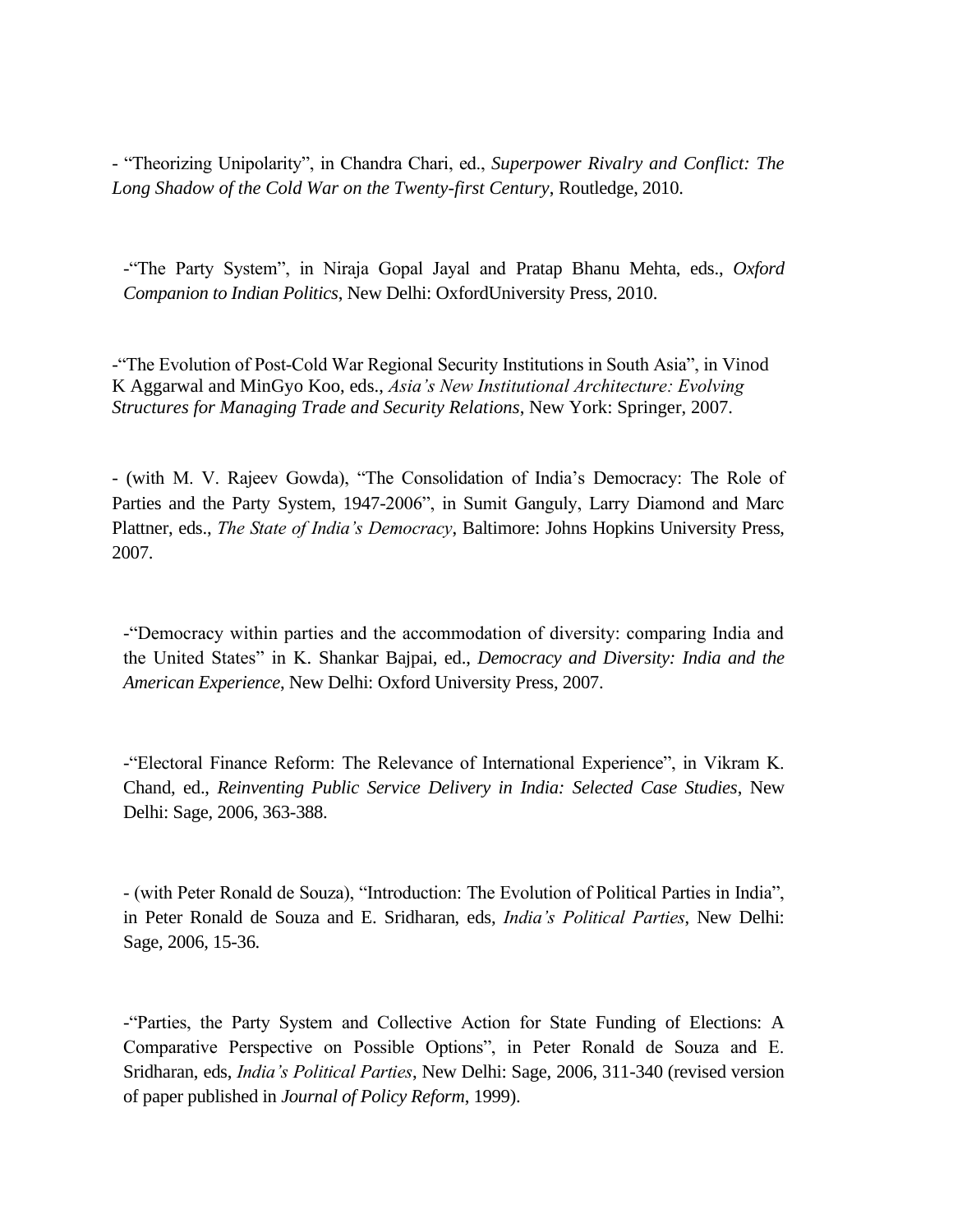- "Theorizing Unipolarity", in Chandra Chari, ed., *Superpower Rivalry and Conflict: The Long Shadow of the Cold War on the Twenty-first Century*, Routledge, 2010.

-"The Party System", in Niraja Gopal Jayal and Pratap Bhanu Mehta, eds., *Oxford Companion to Indian Politics*, New Delhi: OxfordUniversity Press, 2010.

-"The Evolution of Post-Cold War Regional Security Institutions in South Asia", in Vinod K Aggarwal and MinGyo Koo, eds., *Asia's New Institutional Architecture: Evolving Structures for Managing Trade and Security Relations*, New York: Springer, 2007.

- (with M. V. Rajeev Gowda), "The Consolidation of India's Democracy: The Role of Parties and the Party System, 1947-2006", in Sumit Ganguly, Larry Diamond and Marc Plattner, eds., *The State of India's Democracy*, Baltimore: Johns Hopkins University Press, 2007.

-"Democracy within parties and the accommodation of diversity: comparing India and the United States" in K. Shankar Bajpai, ed., *Democracy and Diversity: India and the American Experience*, New Delhi: Oxford University Press, 2007.

-"Electoral Finance Reform: The Relevance of International Experience", in Vikram K. Chand, ed., *Reinventing Public Service Delivery in India: Selected Case Studies*, New Delhi: Sage, 2006, 363-388.

- (with Peter Ronald de Souza), "Introduction: The Evolution of Political Parties in India", in Peter Ronald de Souza and E. Sridharan, eds, *India's Political Parties*, New Delhi: Sage, 2006, 15-36.

-"Parties, the Party System and Collective Action for State Funding of Elections: A Comparative Perspective on Possible Options", in Peter Ronald de Souza and E. Sridharan, eds, *India's Political Parties*, New Delhi: Sage, 2006, 311-340 (revised version of paper published in *Journal of Policy Reform*, 1999).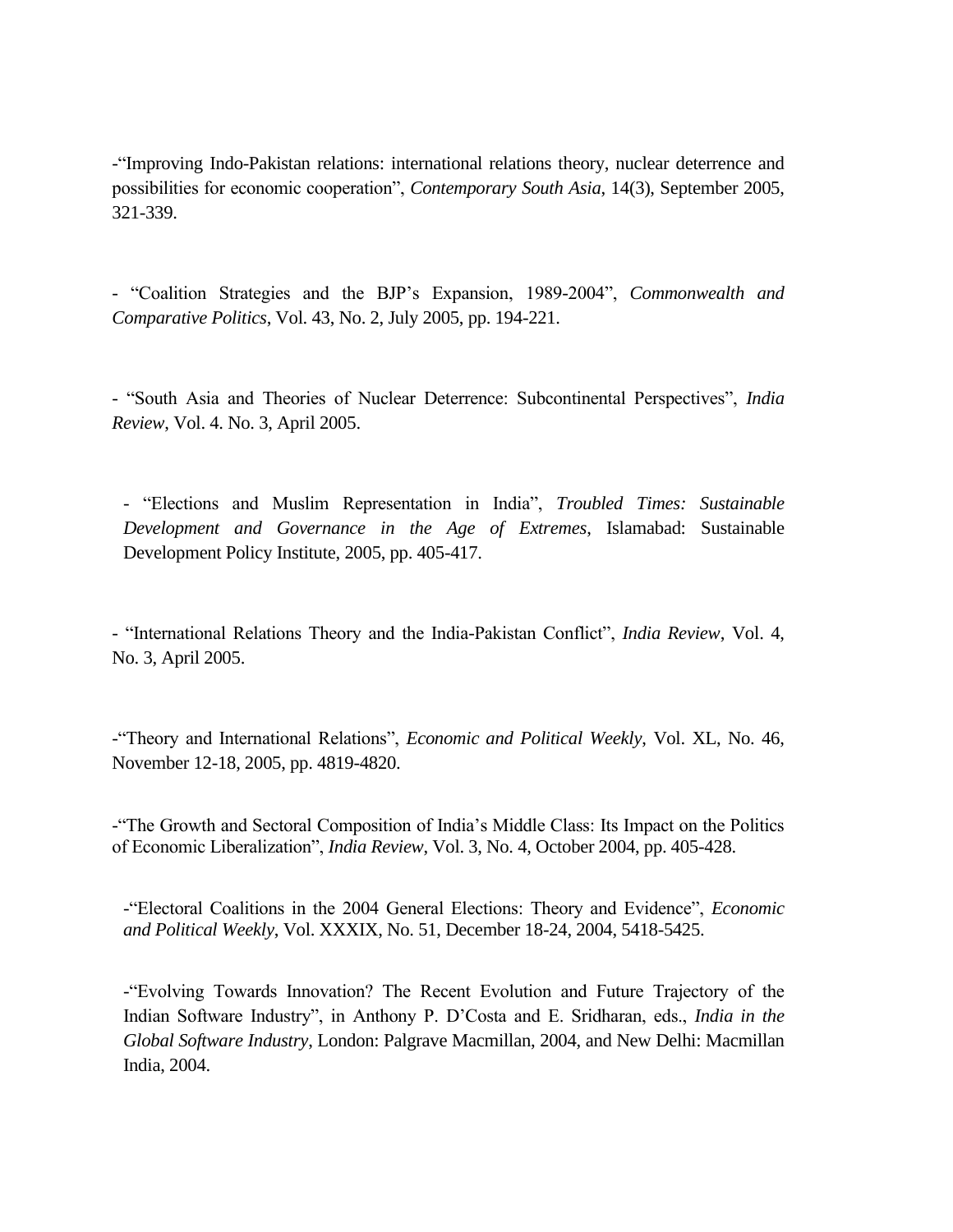-“Improving Indo-Pakistan relations: international relations theory, nuclear deterrence and possibilities for economic cooperation”, *Contemporary South Asia*, 14(3), September 2005, 321-339.

- “Coalition Strategies and the BJP’s Expansion, 1989-2004”, *Commonwealth and Comparative Politics*, Vol. 43, No. 2, July 2005, pp. 194-221.

- “South Asia and Theories of Nuclear Deterrence: Subcontinental Perspectives”, *India Review*, Vol. 4. No. 3, April 2005.

- “Elections and Muslim Representation in India”, *Troubled Times: Sustainable Development and Governance in the Age of Extremes*, Islamabad: Sustainable Development Policy Institute, 2005, pp. 405-417.

- “International Relations Theory and the India-Pakistan Conflict”, *India Review*, Vol. 4, No. 3, April 2005.

-“Theory and International Relations”, *Economic and Political Weekly*, Vol. XL, No. 46, November 12-18, 2005, pp. 4819-4820.

-“The Growth and Sectoral Composition of India’s Middle Class: Its Impact on the Politics of Economic Liberalization”, *India Review*, Vol. 3, No. 4, October 2004, pp. 405-428.

-“Electoral Coalitions in the 2004 General Elections: Theory and Evidence”, *Economic and Political Weekly*, Vol. XXXIX, No. 51, December 18-24, 2004, 5418-5425.

-“Evolving Towards Innovation? The Recent Evolution and Future Trajectory of the Indian Software Industry”, in Anthony P. D’Costa and E. Sridharan, eds., *India in the Global Software Industry*, London: Palgrave Macmillan, 2004, and New Delhi: Macmillan India, 2004.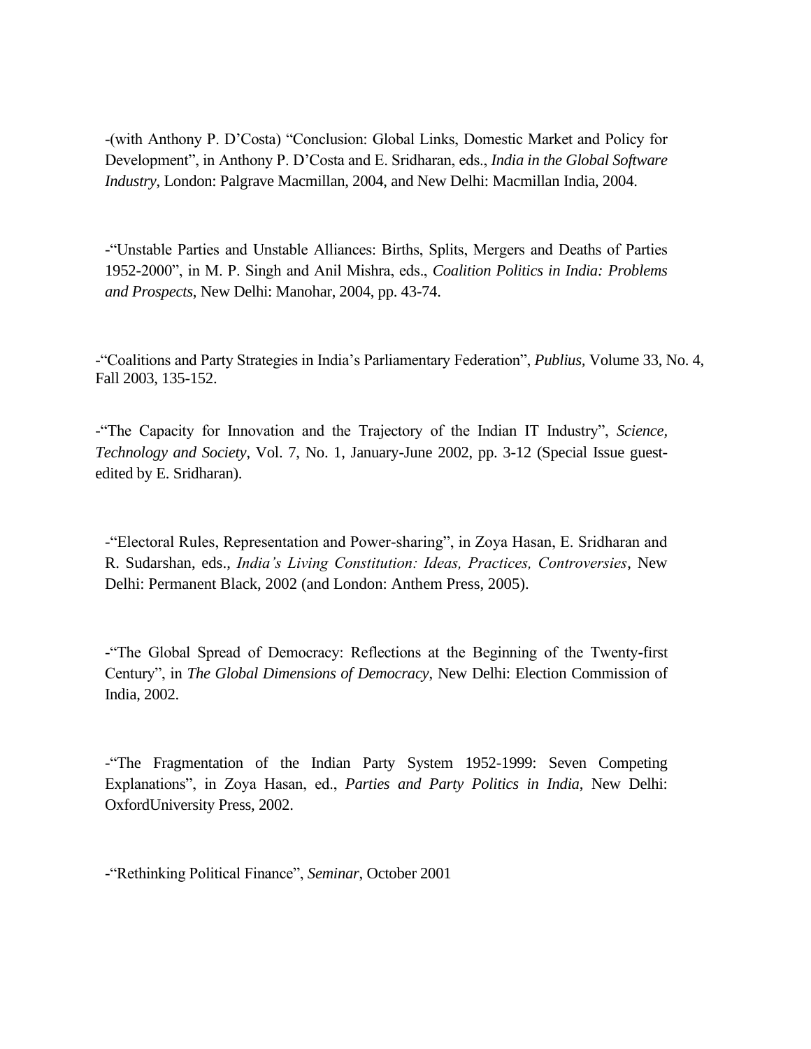-(with Anthony P. D'Costa) "Conclusion: Global Links, Domestic Market and Policy for Development", in Anthony P. D'Costa and E. Sridharan, eds., *India in the Global Software Industry*, London: Palgrave Macmillan, 2004, and New Delhi: Macmillan India, 2004.

-"Unstable Parties and Unstable Alliances: Births, Splits, Mergers and Deaths of Parties 1952-2000", in M. P. Singh and Anil Mishra, eds., *Coalition Politics in India: Problems and Prospects*, New Delhi: Manohar, 2004, pp. 43-74.

-"Coalitions and Party Strategies in India's Parliamentary Federation", *Publius*, Volume 33, No. 4, Fall 2003, 135-152.

-"The Capacity for Innovation and the Trajectory of the Indian IT Industry", *Science, Technology and Society*, Vol. 7, No. 1, January-June 2002, pp. 3-12 (Special Issue guest-edited by E. Sridharan).

-"Electoral Rules, Representation and Power-sharing", in Zoya Hasan, E. Sridharan and R. Sudarshan, eds., *India's Living Constitution: Ideas, Practices, Controversies*, New Delhi: Permanent Black, 2002 (and London: Anthem Press, 2005).

-"The Global Spread of Democracy: Reflections at the Beginning of the Twenty-first Century", in *The Global Dimensions of Democracy*, New Delhi: Election Commission of India, 2002.

-"The Fragmentation of the Indian Party System 1952-1999: Seven Competing Explanations", in Zoya Hasan, ed., *Parties and Party Politics in India*, New Delhi: OxfordUniversity Press, 2002.

-"Rethinking Political Finance", *Seminar*, October 2001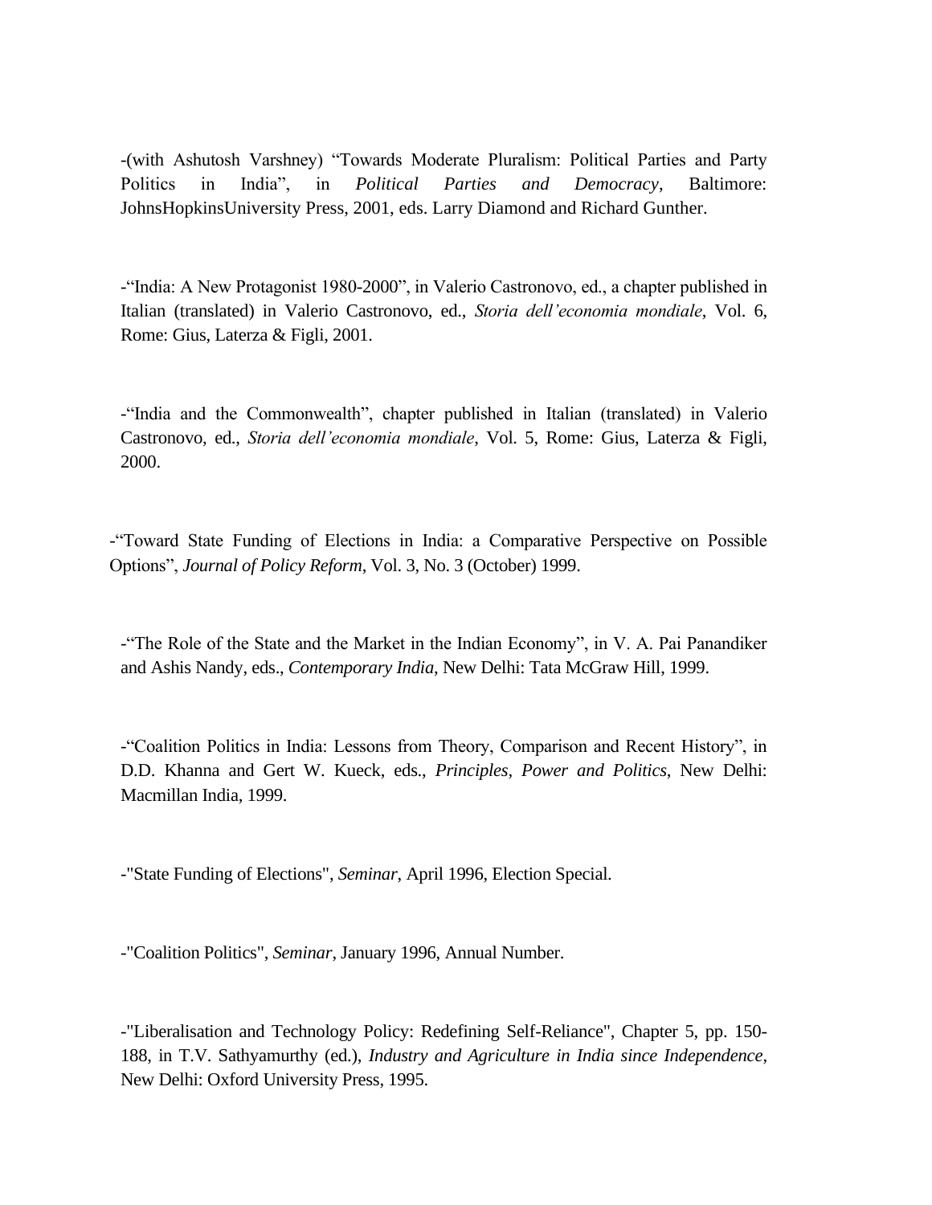-(with Ashutosh Varshney) “Towards Moderate Pluralism: Political Parties and Party Politics in India”, in *Political Parties and Democracy*, Baltimore: JohnsHopkinsUniversity Press, 2001, eds. Larry Diamond and Richard Gunther.

-“India: A New Protagonist 1980-2000”, in Valerio Castronovo, ed., a chapter published in Italian (translated) in Valerio Castronovo, ed., *Storia dell’economia mondiale*, Vol. 6, Rome: Gius, Laterza & Figli, 2001.

-“India and the Commonwealth”, chapter published in Italian (translated) in Valerio Castronovo, ed., *Storia dell’economia mondiale*, Vol. 5, Rome: Gius, Laterza & Figli, 2000.

-“Toward State Funding of Elections in India: a Comparative Perspective on Possible Options”, *Journal of Policy Reform*, Vol. 3, No. 3 (October) 1999.

-“The Role of the State and the Market in the Indian Economy”, in V. A. Pai Panandiker and Ashis Nandy, eds., *Contemporary India*, New Delhi: Tata McGraw Hill, 1999.

-“Coalition Politics in India: Lessons from Theory, Comparison and Recent History”, in D.D. Khanna and Gert W. Kueck, eds., *Principles, Power and Politics*, New Delhi: Macmillan India, 1999.

-"State Funding of Elections", *Seminar*, April 1996, Election Special.

-"Coalition Politics", *Seminar*, January 1996, Annual Number.

-"Liberalisation and Technology Policy: Redefining Self-Reliance", Chapter 5, pp. 150-188, in T.V. Sathyamurthy (ed.), *Industry and Agriculture in India since Independence*, New Delhi: Oxford University Press, 1995.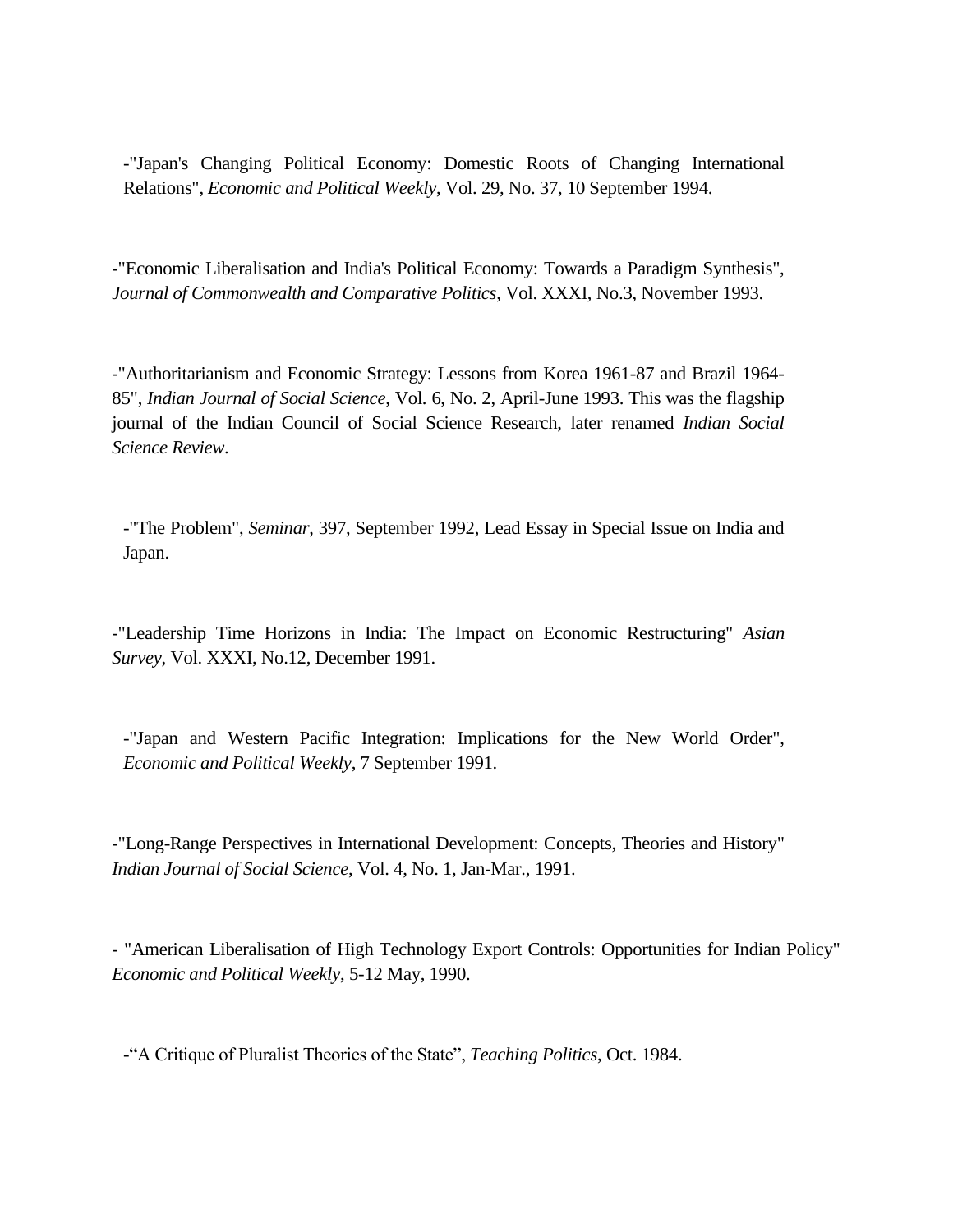-"Japan's Changing Political Economy: Domestic Roots of Changing International Relations", *Economic and Political Weekly*, Vol. 29, No. 37, 10 September 1994.

-"Economic Liberalisation and India's Political Economy: Towards a Paradigm Synthesis", *Journal of Commonwealth and Comparative Politics*, Vol. XXXI, No.3, November 1993.

-"Authoritarianism and Economic Strategy: Lessons from Korea 1961-87 and Brazil 1964-85", *Indian Journal of Social Science*, Vol. 6, No. 2, April-June 1993. This was the flagship journal of the Indian Council of Social Science Research, later renamed *Indian Social Science Review*.

-"The Problem", *Seminar*, 397, September 1992, Lead Essay in Special Issue on India and Japan.

-"Leadership Time Horizons in India: The Impact on Economic Restructuring" *Asian Survey*, Vol. XXXI, No.12, December 1991.

-"Japan and Western Pacific Integration: Implications for the New World Order", *Economic and Political Weekly*, 7 September 1991.

-"Long-Range Perspectives in International Development: Concepts, Theories and History" *Indian Journal of Social Science*, Vol. 4, No. 1, Jan-Mar., 1991.

- "American Liberalisation of High Technology Export Controls: Opportunities for Indian Policy" *Economic and Political Weekly*, 5-12 May, 1990.

-"A Critique of Pluralist Theories of the State", *Teaching Politics*, Oct. 1984.